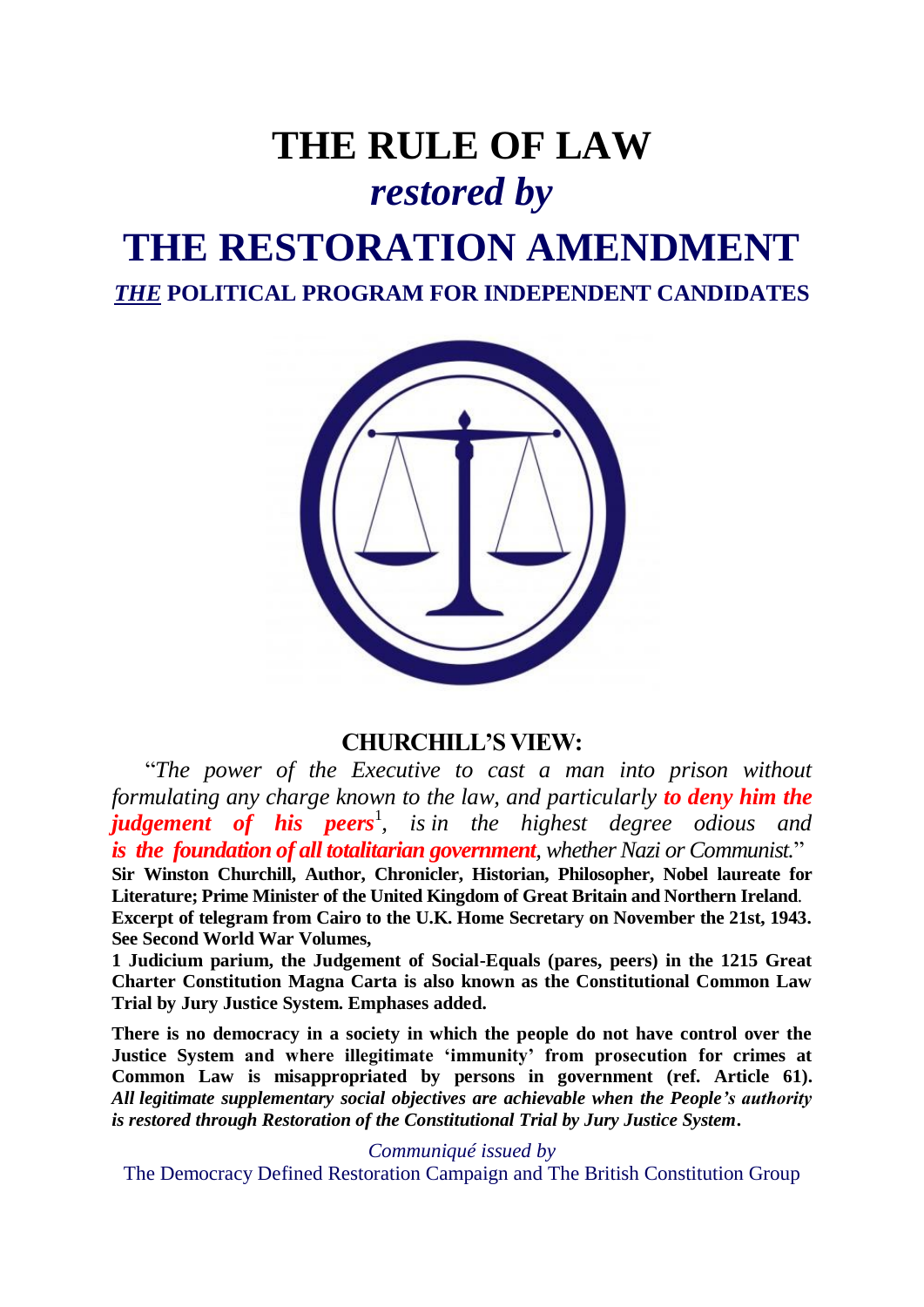# THE RULE OF LAW

## *restored by*

# THE RESTORATION AMENDMENT

### ***THE*** POLITICAL PROGRAM FOR INDEPENDENT CANDIDATES

## CHURCHILL'S VIEW:

"*The power of the Executive to cast a man into prison without formulating any charge known to the law, and particularly* ***to deny him the judgement of his peers***[1]*, is in the highest degree odious and* ***is the foundation of all totalitarian government****, whether Nazi or Communist.*"

**Sir Winston Churchill, Author, Chronicler, Historian, Philosopher, Nobel laureate for Literature; Prime Minister of the United Kingdom of Great Britain and Northern Ireland.**

**Excerpt of telegram from Cairo to the U.K. Home Secretary on November the 21st, 1943. See Second World War Volumes,**

**1 Judicium parium, the Judgement of Social-Equals (pares, peers) in the 1215 Great Charter Constitution Magna Carta is also known as the Constitutional Common Law Trial by Jury Justice System. Emphases added.**

**There is no democracy in a society in which the people do not have control over the Justice System and where illegitimate 'immunity' from prosecution for crimes at Common Law is misappropriated by persons in government (ref. Article 61).** ***All legitimate supplementary social objectives are achievable when the People's authority is restored through Restoration of the Constitutional Trial by Jury Justice System.***

*Communiqué issued by*

The Democracy Defined Restoration Campaign and The British Constitution Group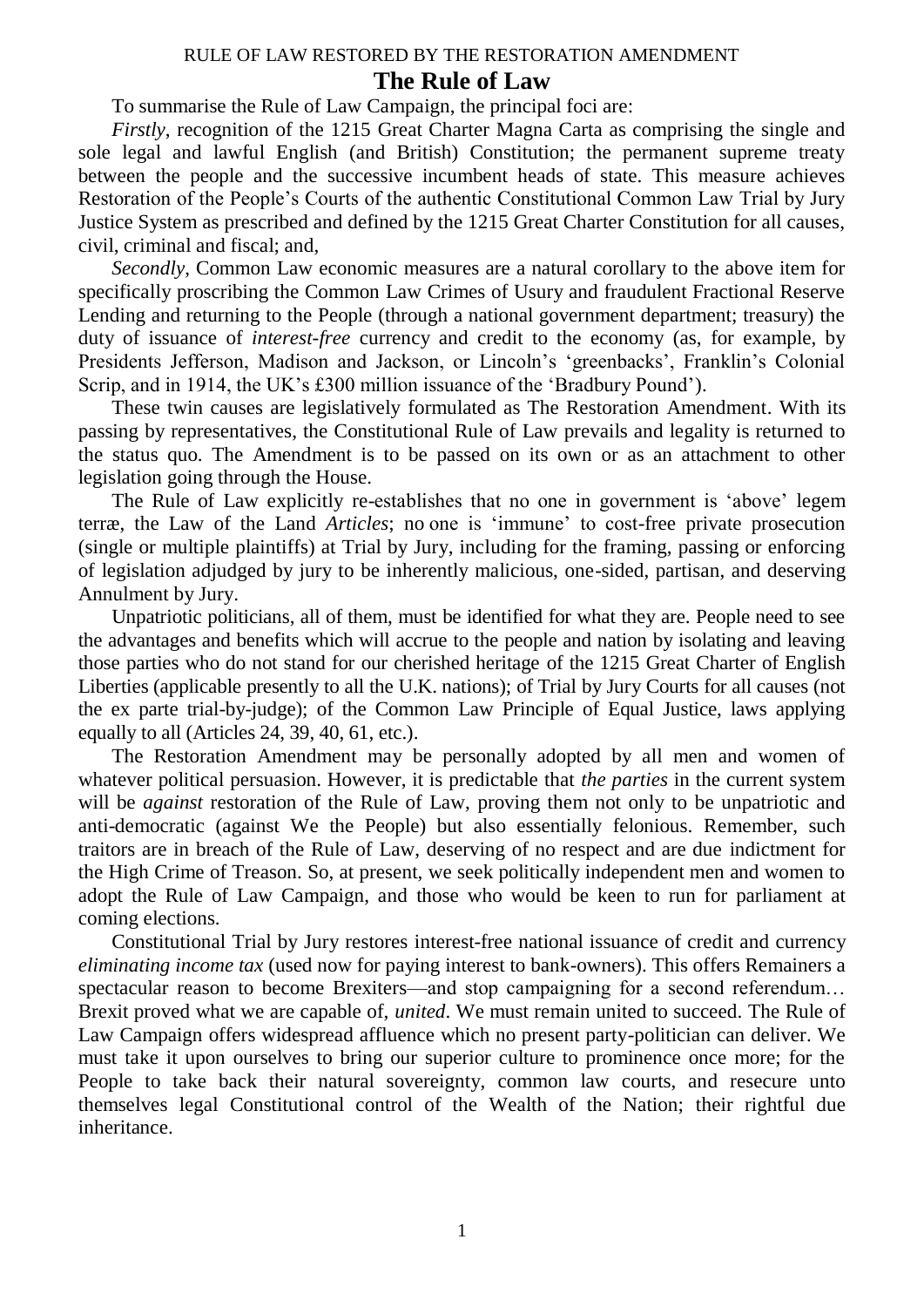RULE OF LAW RESTORED BY THE RESTORATION AMENDMENT

# The Rule of Law

To summarise the Rule of Law Campaign, the principal foci are:

*Firstly*, recognition of the 1215 Great Charter Magna Carta as comprising the single and sole legal and lawful English (and British) Constitution; the permanent supreme treaty between the people and the successive incumbent heads of state. This measure achieves Restoration of the People's Courts of the authentic Constitutional Common Law Trial by Jury Justice System as prescribed and defined by the 1215 Great Charter Constitution for all causes, civil, criminal and fiscal; and,

*Secondly*, Common Law economic measures are a natural corollary to the above item for specifically proscribing the Common Law Crimes of Usury and fraudulent Fractional Reserve Lending and returning to the People (through a national government department; treasury) the duty of issuance of *interest-free* currency and credit to the economy (as, for example, by Presidents Jefferson, Madison and Jackson, or Lincoln's 'greenbacks', Franklin's Colonial Scrip, and in 1914, the UK's £300 million issuance of the 'Bradbury Pound').

These twin causes are legislatively formulated as The Restoration Amendment. With its passing by representatives, the Constitutional Rule of Law prevails and legality is returned to the status quo. The Amendment is to be passed on its own or as an attachment to other legislation going through the House.

The Rule of Law explicitly re-establishes that no one in government is 'above' legem terræ, the Law of the Land *Articles*; no one is 'immune' to cost-free private prosecution (single or multiple plaintiffs) at Trial by Jury, including for the framing, passing or enforcing of legislation adjudged by jury to be inherently malicious, one-sided, partisan, and deserving Annulment by Jury.

Unpatriotic politicians, all of them, must be identified for what they are. People need to see the advantages and benefits which will accrue to the people and nation by isolating and leaving those parties who do not stand for our cherished heritage of the 1215 Great Charter of English Liberties (applicable presently to all the U.K. nations); of Trial by Jury Courts for all causes (not the ex parte trial-by-judge); of the Common Law Principle of Equal Justice, laws applying equally to all (Articles 24, 39, 40, 61, etc.).

The Restoration Amendment may be personally adopted by all men and women of whatever political persuasion. However, it is predictable that *the parties* in the current system will be *against* restoration of the Rule of Law, proving them not only to be unpatriotic and anti-democratic (against We the People) but also essentially felonious. Remember, such traitors are in breach of the Rule of Law, deserving of no respect and are due indictment for the High Crime of Treason. So, at present, we seek politically independent men and women to adopt the Rule of Law Campaign, and those who would be keen to run for parliament at coming elections.

Constitutional Trial by Jury restores interest-free national issuance of credit and currency *eliminating income tax* (used now for paying interest to bank-owners). This offers Remainers a spectacular reason to become Brexiters—and stop campaigning for a second referendum… Brexit proved what we are capable of, *united*. We must remain united to succeed. The Rule of Law Campaign offers widespread affluence which no present party-politician can deliver. We must take it upon ourselves to bring our superior culture to prominence once more; for the People to take back their natural sovereignty, common law courts, and resecure unto themselves legal Constitutional control of the Wealth of the Nation; their rightful due inheritance.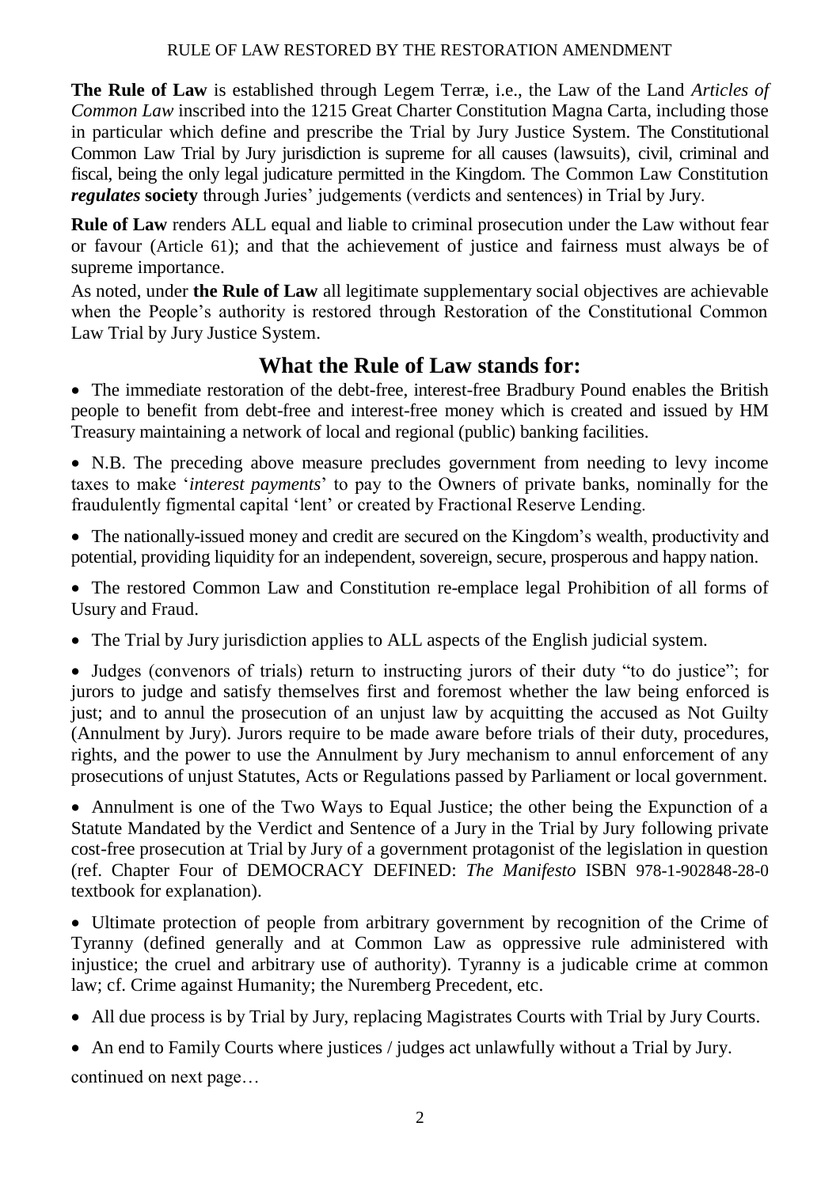RULE OF LAW RESTORED BY THE RESTORATION AMENDMENT

**The Rule of Law** is established through Legem Terræ, i.e., the Law of the Land *Articles of Common Law* inscribed into the 1215 Great Charter Constitution Magna Carta, including those in particular which define and prescribe the Trial by Jury Justice System. The Constitutional Common Law Trial by Jury jurisdiction is supreme for all causes (lawsuits), civil, criminal and fiscal, being the only legal judicature permitted in the Kingdom. The Common Law Constitution ***regulates*** **society** through Juries' judgements (verdicts and sentences) in Trial by Jury.

**Rule of Law** renders ALL equal and liable to criminal prosecution under the Law without fear or favour (Article 61); and that the achievement of justice and fairness must always be of supreme importance.

As noted, under **the Rule of Law** all legitimate supplementary social objectives are achievable when the People's authority is restored through Restoration of the Constitutional Common Law Trial by Jury Justice System.

## What the Rule of Law stands for:

- The immediate restoration of the debt-free, interest-free Bradbury Pound enables the British people to benefit from debt-free and interest-free money which is created and issued by HM Treasury maintaining a network of local and regional (public) banking facilities.
- N.B. The preceding above measure precludes government from needing to levy income taxes to make '*interest payments*' to pay to the Owners of private banks, nominally for the fraudulently figmental capital 'lent' or created by Fractional Reserve Lending.
- The nationally-issued money and credit are secured on the Kingdom's wealth, productivity and potential, providing liquidity for an independent, sovereign, secure, prosperous and happy nation.
- The restored Common Law and Constitution re-emplace legal Prohibition of all forms of Usury and Fraud.
- The Trial by Jury jurisdiction applies to ALL aspects of the English judicial system.
- Judges (convenors of trials) return to instructing jurors of their duty "to do justice"; for jurors to judge and satisfy themselves first and foremost whether the law being enforced is just; and to annul the prosecution of an unjust law by acquitting the accused as Not Guilty (Annulment by Jury). Jurors require to be made aware before trials of their duty, procedures, rights, and the power to use the Annulment by Jury mechanism to annul enforcement of any prosecutions of unjust Statutes, Acts or Regulations passed by Parliament or local government.
- Annulment is one of the Two Ways to Equal Justice; the other being the Expunction of a Statute Mandated by the Verdict and Sentence of a Jury in the Trial by Jury following private cost-free prosecution at Trial by Jury of a government protagonist of the legislation in question (ref. Chapter Four of DEMOCRACY DEFINED: *The Manifesto* ISBN 978-1-902848-28-0 textbook for explanation).
- Ultimate protection of people from arbitrary government by recognition of the Crime of Tyranny (defined generally and at Common Law as oppressive rule administered with injustice; the cruel and arbitrary use of authority). Tyranny is a judicable crime at common law; cf. Crime against Humanity; the Nuremberg Precedent, etc.
- All due process is by Trial by Jury, replacing Magistrates Courts with Trial by Jury Courts.
- An end to Family Courts where justices / judges act unlawfully without a Trial by Jury.

continued on next page…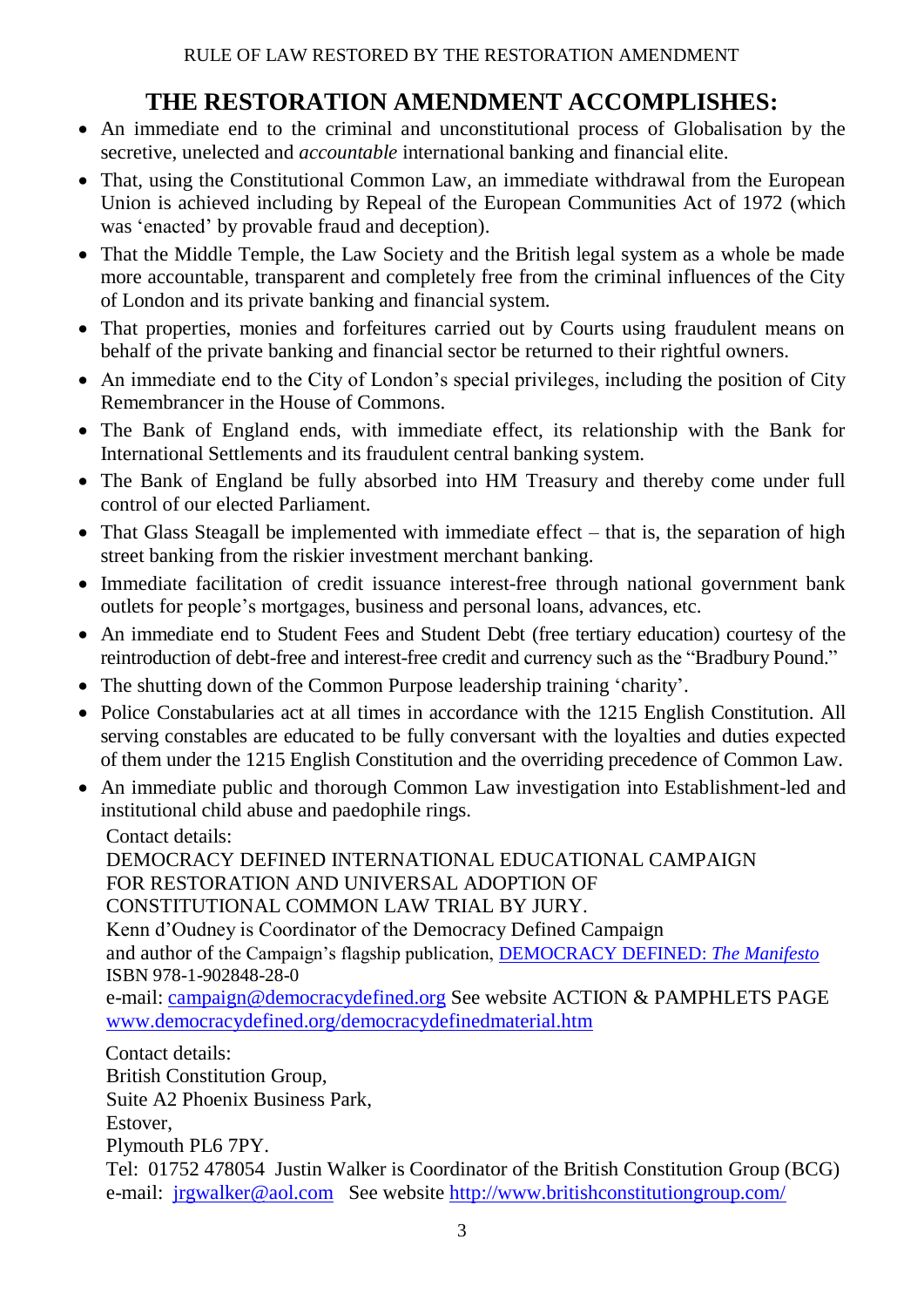## THE RESTORATION AMENDMENT ACCOMPLISHES:

- An immediate end to the criminal and unconstitutional process of Globalisation by the secretive, unelected and *accountable* international banking and financial elite.
- That, using the Constitutional Common Law, an immediate withdrawal from the European Union is achieved including by Repeal of the European Communities Act of 1972 (which was 'enacted' by provable fraud and deception).
- That the Middle Temple, the Law Society and the British legal system as a whole be made more accountable, transparent and completely free from the criminal influences of the City of London and its private banking and financial system.
- That properties, monies and forfeitures carried out by Courts using fraudulent means on behalf of the private banking and financial sector be returned to their rightful owners.
- An immediate end to the City of London's special privileges, including the position of City Remembrancer in the House of Commons.
- The Bank of England ends, with immediate effect, its relationship with the Bank for International Settlements and its fraudulent central banking system.
- The Bank of England be fully absorbed into HM Treasury and thereby come under full control of our elected Parliament.
- That Glass Steagall be implemented with immediate effect – that is, the separation of high street banking from the riskier investment merchant banking.
- Immediate facilitation of credit issuance interest-free through national government bank outlets for people's mortgages, business and personal loans, advances, etc.
- An immediate end to Student Fees and Student Debt (free tertiary education) courtesy of the reintroduction of debt-free and interest-free credit and currency such as the "Bradbury Pound."
- The shutting down of the Common Purpose leadership training 'charity'.
- Police Constabularies act at all times in accordance with the 1215 English Constitution. All serving constables are educated to be fully conversant with the loyalties and duties expected of them under the 1215 English Constitution and the overriding precedence of Common Law.
- An immediate public and thorough Common Law investigation into Establishment-led and institutional child abuse and paedophile rings.

Contact details:
DEMOCRACY DEFINED INTERNATIONAL EDUCATIONAL CAMPAIGN
FOR RESTORATION AND UNIVERSAL ADOPTION OF
CONSTITUTIONAL COMMON LAW TRIAL BY JURY.
Kenn d'Oudney is Coordinator of the Democracy Defined Campaign
and author of the Campaign's flagship publication, [DEMOCRACY DEFINED: *The Manifesto*]
ISBN 978-1-902848-28-0
e-mail: campaign@democracydefined.org See website ACTION & PAMPHLETS PAGE
www.democracydefined.org/democracydefinedmaterial.htm

Contact details:
British Constitution Group,
Suite A2 Phoenix Business Park,
Estover,
Plymouth PL6 7PY.
Tel: 01752 478054 Justin Walker is Coordinator of the British Constitution Group (BCG)
e-mail: jrgwalker@aol.com See website http://www.britishconstitutiongroup.com/